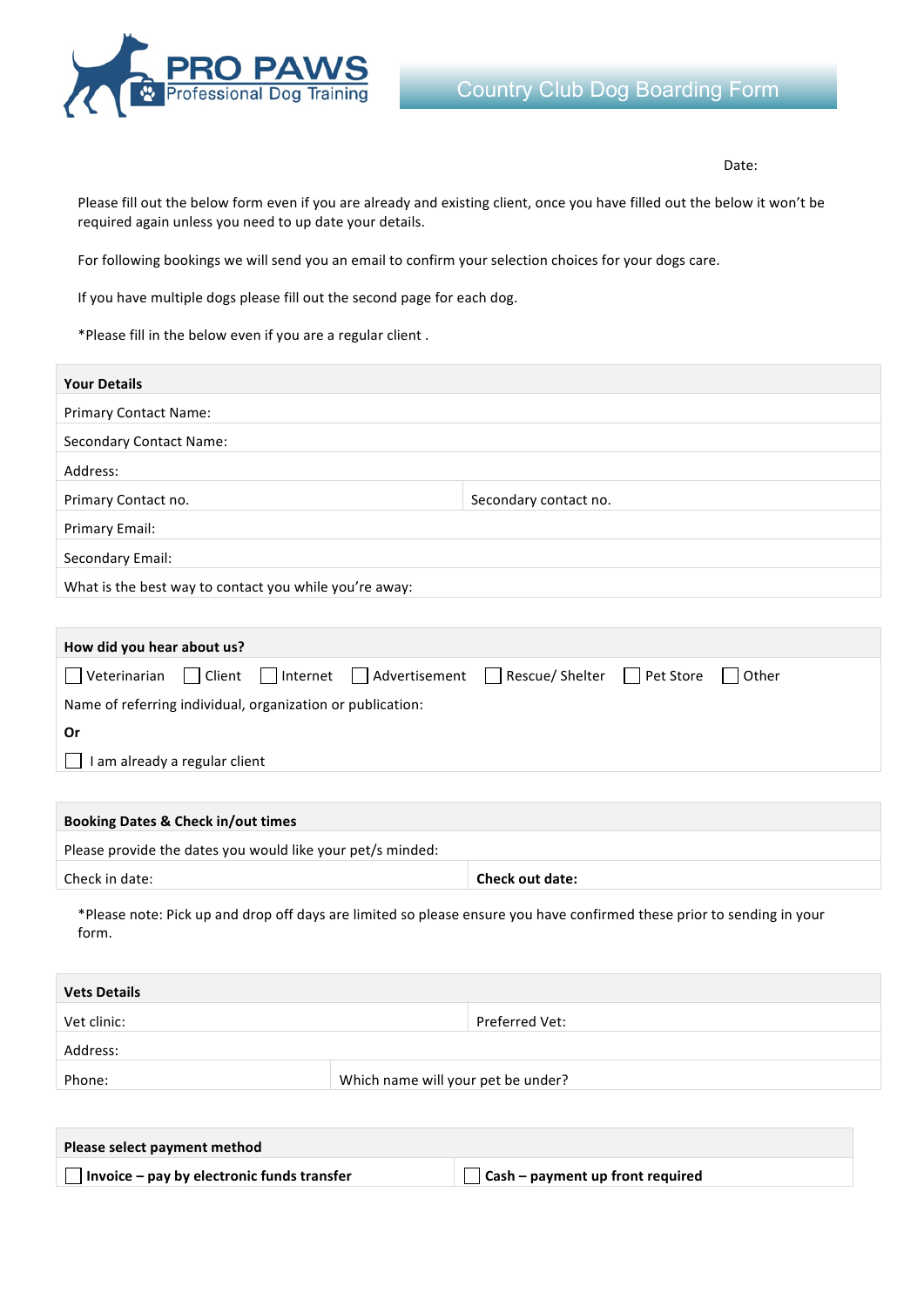PRO PAWS
Professional Dog Training

# Country Club Dog Boarding Form

Date:

Please fill out the below form even if you are already and existing client, once you have filled out the below it won't be required again unless you need to up date your details.

For following bookings we will send you an email to confirm your selection choices for your dogs care.

If you have multiple dogs please fill out the second page for each dog.

*Please fill in the below even if you are a regular client .

| **Your Details** | |
|---|---|
| Primary Contact Name: | |
| Secondary Contact Name: | |
| Address: | |
| Primary Contact no. | Secondary contact no. |
| Primary Email: | |
| Secondary Email: | |
| What is the best way to contact you while you're away: | |

**How did you hear about us?**

☐ Veterinarian ☐ Client ☐ Internet ☐ Advertisement ☐ Rescue/ Shelter ☐ Pet Store ☐ Other

Name of referring individual, organization or publication:

**Or**

☐ I am already a regular client

| **Booking Dates & Check in/out times** | |
|---|---|
| Please provide the dates you would like your pet/s minded: | |
| Check in date: | **Check out date:** |

*Please note: Pick up and drop off days are limited so please ensure you have confirmed these prior to sending in your form.

| **Vets Details** | |
|---|---|
| Vet clinic: | Preferred Vet: |
| Address: | |
| Phone: | Which name will your pet be under? |

| **Please select payment method** | |
|---|---|
| ☐ **Invoice – pay by electronic funds transfer** | ☐ **Cash – payment up front required** |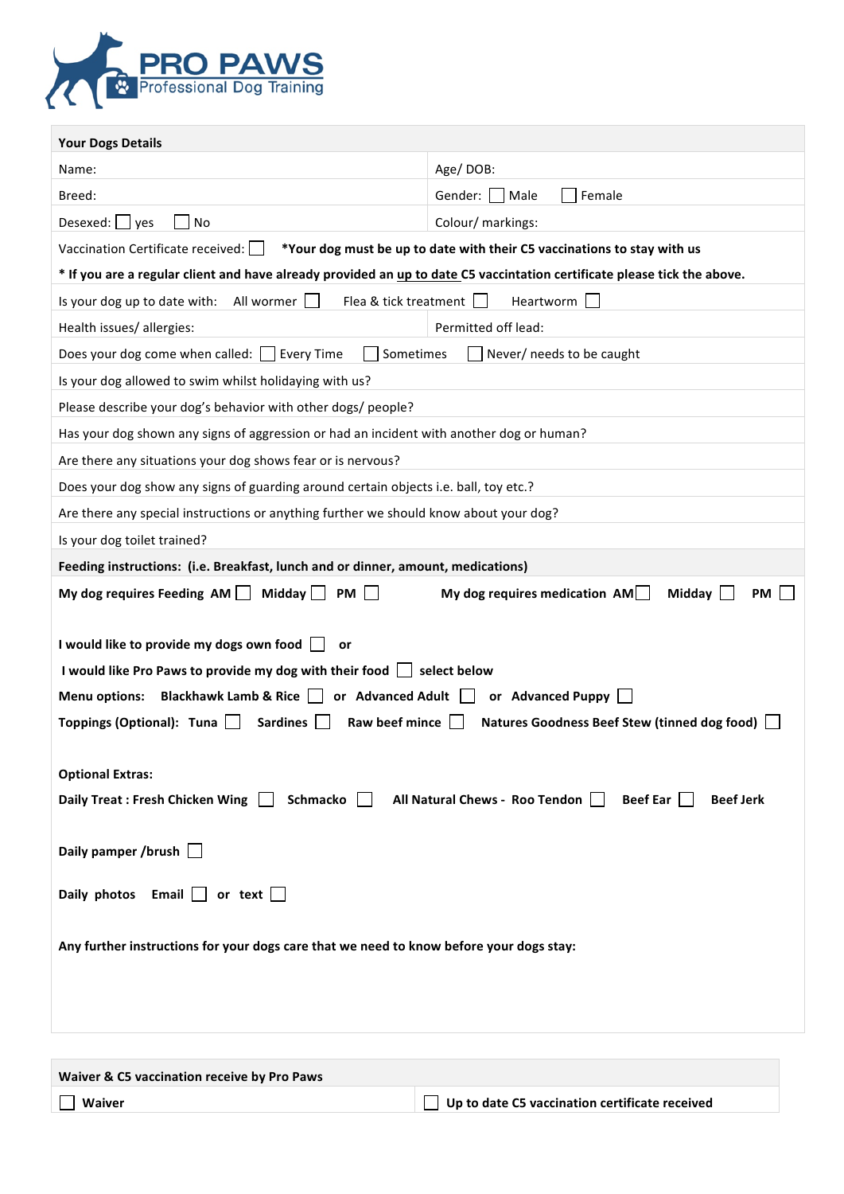PRO PAWS
Professional Dog Training

| Your Dogs Details | |
|---|---|
| Name: | Age/ DOB: |
| Breed: | Gender: ☐ Male ☐ Female |
| Desexed: ☐ yes ☐ No | Colour/ markings: |
| Vaccination Certificate received: ☐ **\*Your dog must be up to date with their C5 vaccinations to stay with us** | |
| **\* If you are a regular client and have already provided an up to date C5 vaccintation certificate please tick the above.** | |
| Is your dog up to date with: All wormer ☐ Flea & tick treatment ☐ Heartworm ☐ | |
| Health issues/ allergies: | Permitted off lead: |
| Does your dog come when called: ☐ Every Time ☐ Sometimes ☐ Never/ needs to be caught | |
| Is your dog allowed to swim whilst holidaying with us? | |
| Please describe your dog's behavior with other dogs/ people? | |
| Has your dog shown any signs of aggression or had an incident with another dog or human? | |
| Are there any situations your dog shows fear or is nervous? | |
| Does your dog show any signs of guarding around certain objects i.e. ball, toy etc.? | |
| Are there any special instructions or anything further we should know about your dog? | |
| Is your dog toilet trained? | |

**Feeding instructions: (i.e. Breakfast, lunch and or dinner, amount, medications)**

**My dog requires Feeding AM ☐ Midday ☐ PM ☐** **My dog requires medication AM ☐ Midday ☐ PM ☐**

**I would like to provide my dogs own food ☐ or**

**I would like Pro Paws to provide my dog with their food ☐ select below**

**Menu options: Blackhawk Lamb & Rice ☐ or Advanced Adult ☐ or Advanced Puppy ☐**

**Toppings (Optional): Tuna ☐ Sardines ☐ Raw beef mince ☐ Natures Goodness Beef Stew (tinned dog food) ☐**

**Optional Extras:**

**Daily Treat : Fresh Chicken Wing ☐ Schmacko ☐ All Natural Chews - Roo Tendon ☐ Beef Ear ☐ Beef Jerk**

**Daily pamper /brush ☐**

**Daily photos Email ☐ or text ☐**

**Any further instructions for your dogs care that we need to know before your dogs stay:**

| Waiver & C5 vaccination receive by Pro Paws | |
|---|---|
| ☐ **Waiver** | ☐ **Up to date C5 vaccination certificate received** |